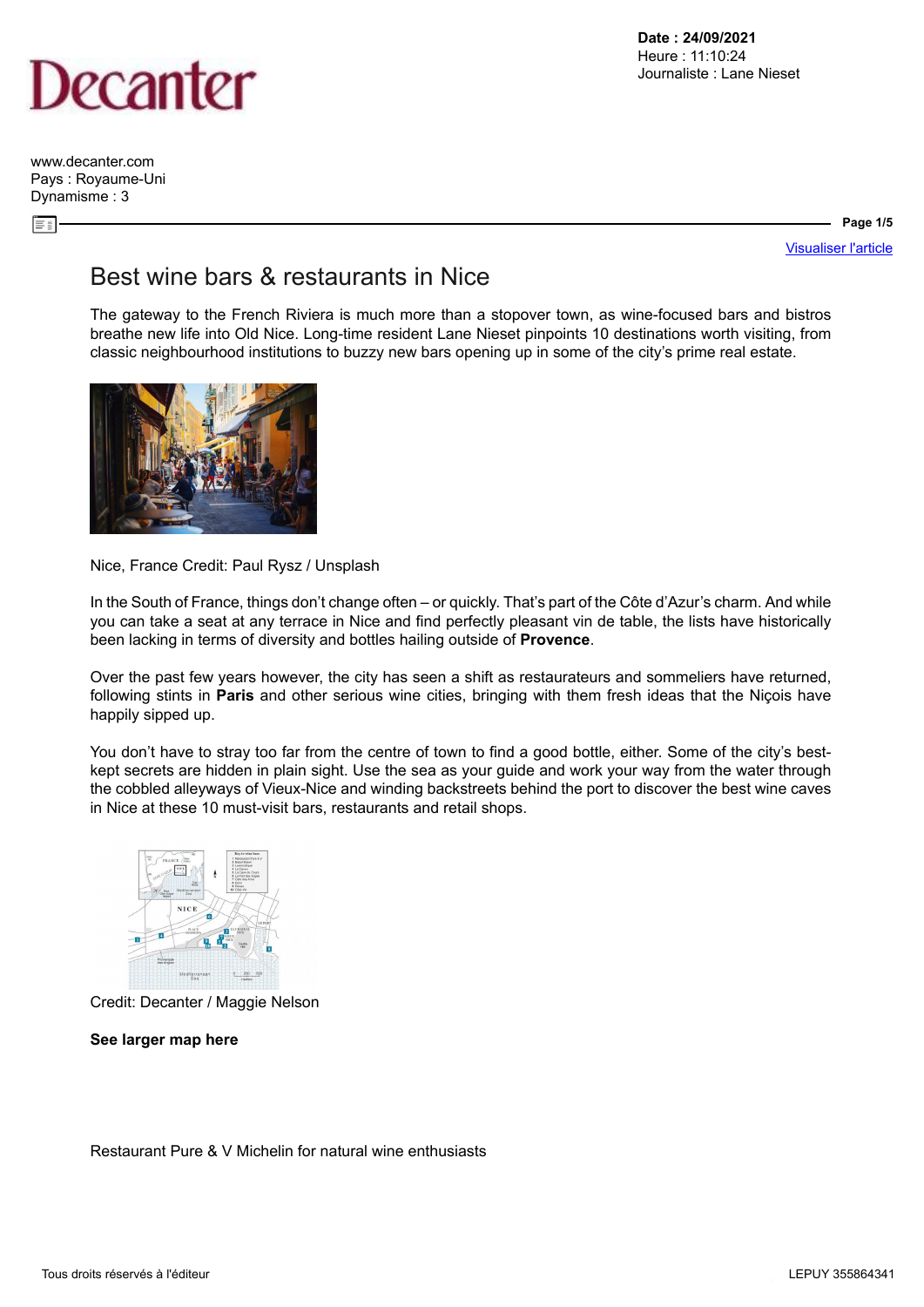# Best wine bars & restaurants in Nice

The gateway to the French Riviera is much more than a stopover town, as wine-focused bars and bistros breathe new life into Old Nice. Long-time resident Lane Nieset pinpoints 10 destinations worth visiting, from classic neighbourhood institutions to buzzy new bars opening up in some of the city's prime real estate.

Nice, France Credit: Paul Rysz / Unsplash

In the South of France, things don't change often – or quickly. That's part of the Côte d'Azur's charm. And while you can take a seat at any terrace in Nice and find perfectly pleasant vin de table, the lists have historically been lacking in terms of diversity and bottles hailing outside of **Provence**.

Over the past few years however, the city has seen a shift as restaurateurs and sommeliers have returned, following stints in **Paris** and other serious wine cities, bringing with them fresh ideas that the Niçois have happily sipped up.

You don't have to stray too far from the centre of town to find a good bottle, either. Some of the city's best-kept secrets are hidden in plain sight. Use the sea as your guide and work your way from the water through the cobbled alleyways of Vieux-Nice and winding backstreets behind the port to discover the best wine caves in Nice at these 10 must-visit bars, restaurants and retail shops.

Credit: Decanter / Maggie Nelson

**See larger map here**

Restaurant Pure & V Michelin for natural wine enthusiasts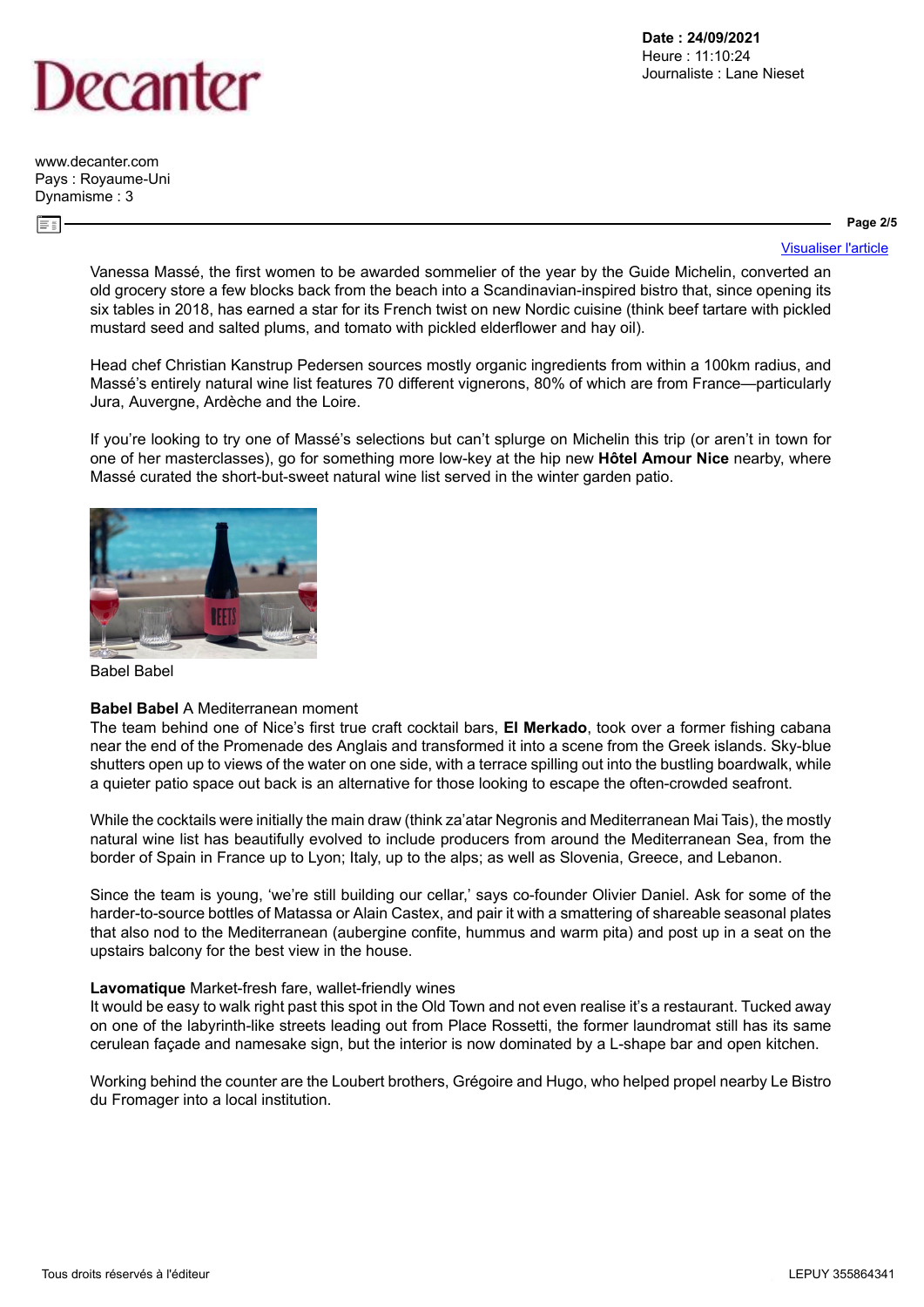Vanessa Massé, the first women to be awarded sommelier of the year by the Guide Michelin, converted an old grocery store a few blocks back from the beach into a Scandinavian-inspired bistro that, since opening its six tables in 2018, has earned a star for its French twist on new Nordic cuisine (think beef tartare with pickled mustard seed and salted plums, and tomato with pickled elderflower and hay oil).

Head chef Christian Kanstrup Pedersen sources mostly organic ingredients from within a 100km radius, and Massé's entirely natural wine list features 70 different vignerons, 80% of which are from France—particularly Jura, Auvergne, Ardèche and the Loire.

If you're looking to try one of Massé's selections but can't splurge on Michelin this trip (or aren't in town for one of her masterclasses), go for something more low-key at the hip new **Hôtel Amour Nice** nearby, where Massé curated the short-but-sweet natural wine list served in the winter garden patio.

Babel Babel

**Babel Babel** A Mediterranean moment

The team behind one of Nice's first true craft cocktail bars, **El Merkado**, took over a former fishing cabana near the end of the Promenade des Anglais and transformed it into a scene from the Greek islands. Sky-blue shutters open up to views of the water on one side, with a terrace spilling out into the bustling boardwalk, while a quieter patio space out back is an alternative for those looking to escape the often-crowded seafront.

While the cocktails were initially the main draw (think za'atar Negronis and Mediterranean Mai Tais), the mostly natural wine list has beautifully evolved to include producers from around the Mediterranean Sea, from the border of Spain in France up to Lyon; Italy, up to the alps; as well as Slovenia, Greece, and Lebanon.

Since the team is young, 'we're still building our cellar,' says co-founder Olivier Daniel. Ask for some of the harder-to-source bottles of Matassa or Alain Castex, and pair it with a smattering of shareable seasonal plates that also nod to the Mediterranean (aubergine confite, hummus and warm pita) and post up in a seat on the upstairs balcony for the best view in the house.

**Lavomatique** Market-fresh fare, wallet-friendly wines

It would be easy to walk right past this spot in the Old Town and not even realise it's a restaurant. Tucked away on one of the labyrinth-like streets leading out from Place Rossetti, the former laundromat still has its same cerulean façade and namesake sign, but the interior is now dominated by a L-shape bar and open kitchen.

Working behind the counter are the Loubert brothers, Grégoire and Hugo, who helped propel nearby Le Bistro du Fromager into a local institution.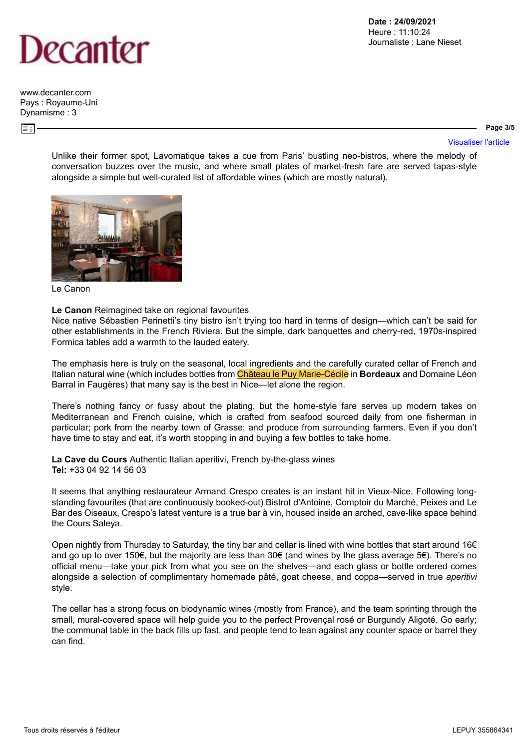Unlike their former spot, Lavomatique takes a cue from Paris' bustling neo-bistros, where the melody of conversation buzzes over the music, and where small plates of market-fresh fare are served tapas-style alongside a simple but well-curated list of affordable wines (which are mostly natural).

Le Canon

**Le Canon** Reimagined take on regional favourites

Nice native Sébastien Perinetti's tiny bistro isn't trying too hard in terms of design—which can't be said for other establishments in the French Riviera. But the simple, dark banquettes and cherry-red, 1970s-inspired Formica tables add a warmth to the lauded eatery.

The emphasis here is truly on the seasonal, local ingredients and the carefully curated cellar of French and Italian natural wine (which includes bottles from Château le Puy Marie-Cécile in **Bordeaux** and Domaine Léon Barral in Faugères) that many say is the best in Nice—let alone the region.

There's nothing fancy or fussy about the plating, but the home-style fare serves up modern takes on Mediterranean and French cuisine, which is crafted from seafood sourced daily from one fisherman in particular; pork from the nearby town of Grasse; and produce from surrounding farmers. Even if you don't have time to stay and eat, it's worth stopping in and buying a few bottles to take home.

**La Cave du Cours** Authentic Italian aperitivi, French by-the-glass wines
**Tel:** +33 04 92 14 56 03

It seems that anything restaurateur Armand Crespo creates is an instant hit in Vieux-Nice. Following long-standing favourites (that are continuously booked-out) Bistrot d'Antoine, Comptoir du Marché, Peixes and Le Bar des Oiseaux, Crespo's latest venture is a true bar à vin, housed inside an arched, cave-like space behind the Cours Saleya.

Open nightly from Thursday to Saturday, the tiny bar and cellar is lined with wine bottles that start around 16€ and go up to over 150€, but the majority are less than 30€ (and wines by the glass average 5€). There's no official menu—take your pick from what you see on the shelves—and each glass or bottle ordered comes alongside a selection of complimentary homemade pâté, goat cheese, and coppa—served in true *aperitivi* style.

The cellar has a strong focus on biodynamic wines (mostly from France), and the team sprinting through the small, mural-covered space will help guide you to the perfect Provençal rosé or Burgundy Aligoté. Go early; the communal table in the back fills up fast, and people tend to lean against any counter space or barrel they can find.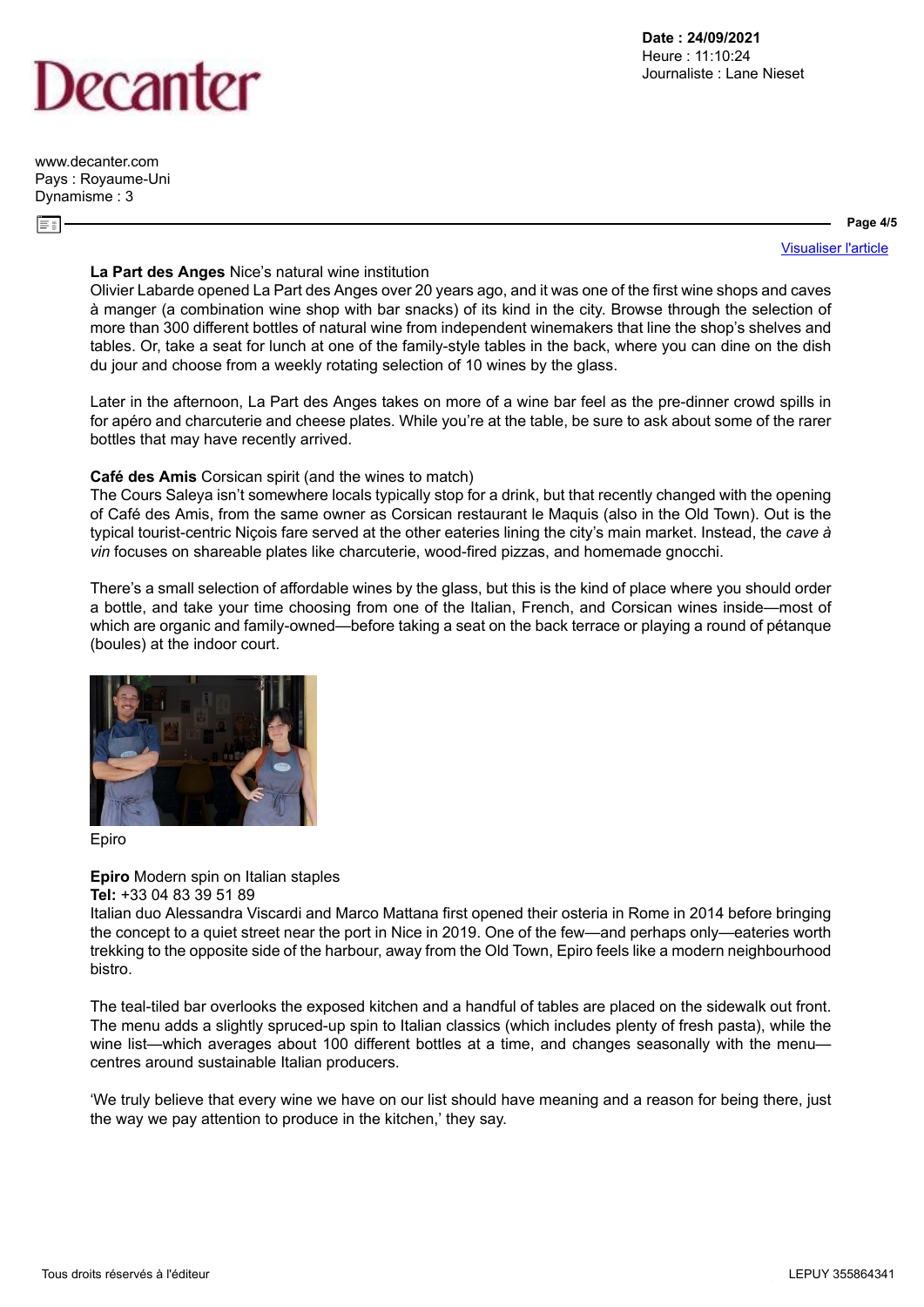**La Part des Anges** Nice's natural wine institution
Olivier Labarde opened La Part des Anges over 20 years ago, and it was one of the first wine shops and caves à manger (a combination wine shop with bar snacks) of its kind in the city. Browse through the selection of more than 300 different bottles of natural wine from independent winemakers that line the shop's shelves and tables. Or, take a seat for lunch at one of the family-style tables in the back, where you can dine on the dish du jour and choose from a weekly rotating selection of 10 wines by the glass.

Later in the afternoon, La Part des Anges takes on more of a wine bar feel as the pre-dinner crowd spills in for apéro and charcuterie and cheese plates. While you're at the table, be sure to ask about some of the rarer bottles that may have recently arrived.

**Café des Amis** Corsican spirit (and the wines to match)
The Cours Saleya isn't somewhere locals typically stop for a drink, but that recently changed with the opening of Café des Amis, from the same owner as Corsican restaurant le Maquis (also in the Old Town). Out is the typical tourist-centric Niçois fare served at the other eateries lining the city's main market. Instead, the *cave à vin* focuses on shareable plates like charcuterie, wood-fired pizzas, and homemade gnocchi.

There's a small selection of affordable wines by the glass, but this is the kind of place where you should order a bottle, and take your time choosing from one of the Italian, French, and Corsican wines inside—most of which are organic and family-owned—before taking a seat on the back terrace or playing a round of pétanque (boules) at the indoor court.

Epiro

**Epiro** Modern spin on Italian staples
**Tel:** +33 04 83 39 51 89
Italian duo Alessandra Viscardi and Marco Mattana first opened their osteria in Rome in 2014 before bringing the concept to a quiet street near the port in Nice in 2019. One of the few—and perhaps only—eateries worth trekking to the opposite side of the harbour, away from the Old Town, Epiro feels like a modern neighbourhood bistro.

The teal-tiled bar overlooks the exposed kitchen and a handful of tables are placed on the sidewalk out front. The menu adds a slightly spruced-up spin to Italian classics (which includes plenty of fresh pasta), while the wine list—which averages about 100 different bottles at a time, and changes seasonally with the menu—centres around sustainable Italian producers.

'We truly believe that every wine we have on our list should have meaning and a reason for being there, just the way we pay attention to produce in the kitchen,' they say.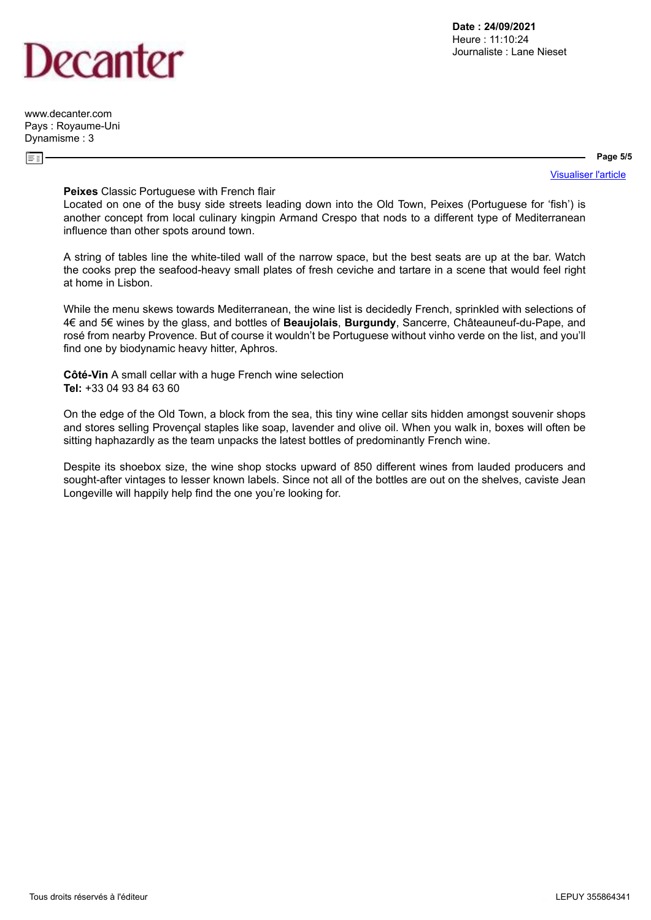**Peixes** Classic Portuguese with French flair
Located on one of the busy side streets leading down into the Old Town, Peixes (Portuguese for 'fish') is another concept from local culinary kingpin Armand Crespo that nods to a different type of Mediterranean influence than other spots around town.

A string of tables line the white-tiled wall of the narrow space, but the best seats are up at the bar. Watch the cooks prep the seafood-heavy small plates of fresh ceviche and tartare in a scene that would feel right at home in Lisbon.

While the menu skews towards Mediterranean, the wine list is decidedly French, sprinkled with selections of 4€ and 5€ wines by the glass, and bottles of **Beaujolais**, **Burgundy**, Sancerre, Châteauneuf-du-Pape, and rosé from nearby Provence. But of course it wouldn't be Portuguese without vinho verde on the list, and you'll find one by biodynamic heavy hitter, Aphros.

**Côté-Vin** A small cellar with a huge French wine selection
**Tel:** +33 04 93 84 63 60

On the edge of the Old Town, a block from the sea, this tiny wine cellar sits hidden amongst souvenir shops and stores selling Provençal staples like soap, lavender and olive oil. When you walk in, boxes will often be sitting haphazardly as the team unpacks the latest bottles of predominantly French wine.

Despite its shoebox size, the wine shop stocks upward of 850 different wines from lauded producers and sought-after vintages to lesser known labels. Since not all of the bottles are out on the shelves, caviste Jean Longeville will happily help find the one you're looking for.